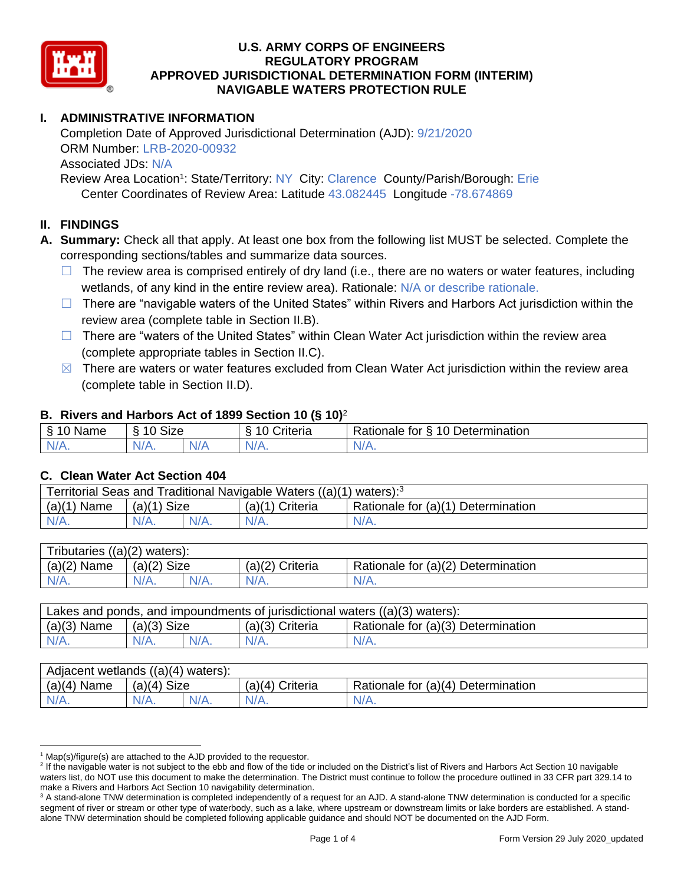# U.S. ARMY CORPS OF ENGINEERS
## REGULATORY PROGRAM
## APPROVED JURISDICTIONAL DETERMINATION FORM (INTERIM)
## NAVIGABLE WATERS PROTECTION RULE

## I. ADMINISTRATIVE INFORMATION

Completion Date of Approved Jurisdictional Determination (AJD): 9/21/2020
ORM Number: LRB-2020-00932
Associated JDs: N/A
Review Area Location[1]: State/Territory: NY City: Clarence County/Parish/Borough: Erie
Center Coordinates of Review Area: Latitude 43.082445 Longitude -78.674869

## II. FINDINGS

**A. Summary:** Check all that apply. At least one box from the following list MUST be selected. Complete the corresponding sections/tables and summarize data sources.

- ☐ The review area is comprised entirely of dry land (i.e., there are no waters or water features, including wetlands, of any kind in the entire review area). Rationale: N/A or describe rationale.
- ☐ There are "navigable waters of the United States" within Rivers and Harbors Act jurisdiction within the review area (complete table in Section II.B).
- ☐ There are "waters of the United States" within Clean Water Act jurisdiction within the review area (complete appropriate tables in Section II.C).
- ☒ There are waters or water features excluded from Clean Water Act jurisdiction within the review area (complete table in Section II.D).

### B. Rivers and Harbors Act of 1899 Section 10 (§ 10)[2]

| § 10 Name | § 10 Size | | § 10 Criteria | Rationale for § 10 Determination |
|---|---|---|---|---|
| N/A. | N/A. | N/A | N/A. | N/A. |

### C. Clean Water Act Section 404

| Territorial Seas and Traditional Navigable Waters ((a)(1) waters):[3] | | | | |
|---|---|---|---|---|
| (a)(1) Name | (a)(1) Size | | (a)(1) Criteria | Rationale for (a)(1) Determination |
| N/A. | N/A. | N/A. | N/A. | N/A. |

| Tributaries ((a)(2) waters): | | | | |
|---|---|---|---|---|
| (a)(2) Name | (a)(2) Size | | (a)(2) Criteria | Rationale for (a)(2) Determination |
| N/A. | N/A. | N/A. | N/A. | N/A. |

| Lakes and ponds, and impoundments of jurisdictional waters ((a)(3) waters): | | | | |
|---|---|---|---|---|
| (a)(3) Name | (a)(3) Size | | (a)(3) Criteria | Rationale for (a)(3) Determination |
| N/A. | N/A. | N/A. | N/A. | N/A. |

| Adjacent wetlands ((a)(4) waters): | | | | |
|---|---|---|---|---|
| (a)(4) Name | (a)(4) Size | | (a)(4) Criteria | Rationale for (a)(4) Determination |
| N/A. | N/A. | N/A. | N/A. | N/A. |

[1] Map(s)/figure(s) are attached to the AJD provided to the requestor.
[2] If the navigable water is not subject to the ebb and flow of the tide or included on the District's list of Rivers and Harbors Act Section 10 navigable waters list, do NOT use this document to make the determination. The District must continue to follow the procedure outlined in 33 CFR part 329.14 to make a Rivers and Harbors Act Section 10 navigability determination.
[3] A stand-alone TNW determination is completed independently of a request for an AJD. A stand-alone TNW determination is conducted for a specific segment of river or stream or other type of waterbody, such as a lake, where upstream or downstream limits or lake borders are established. A stand-alone TNW determination should be completed following applicable guidance and should NOT be documented on the AJD Form.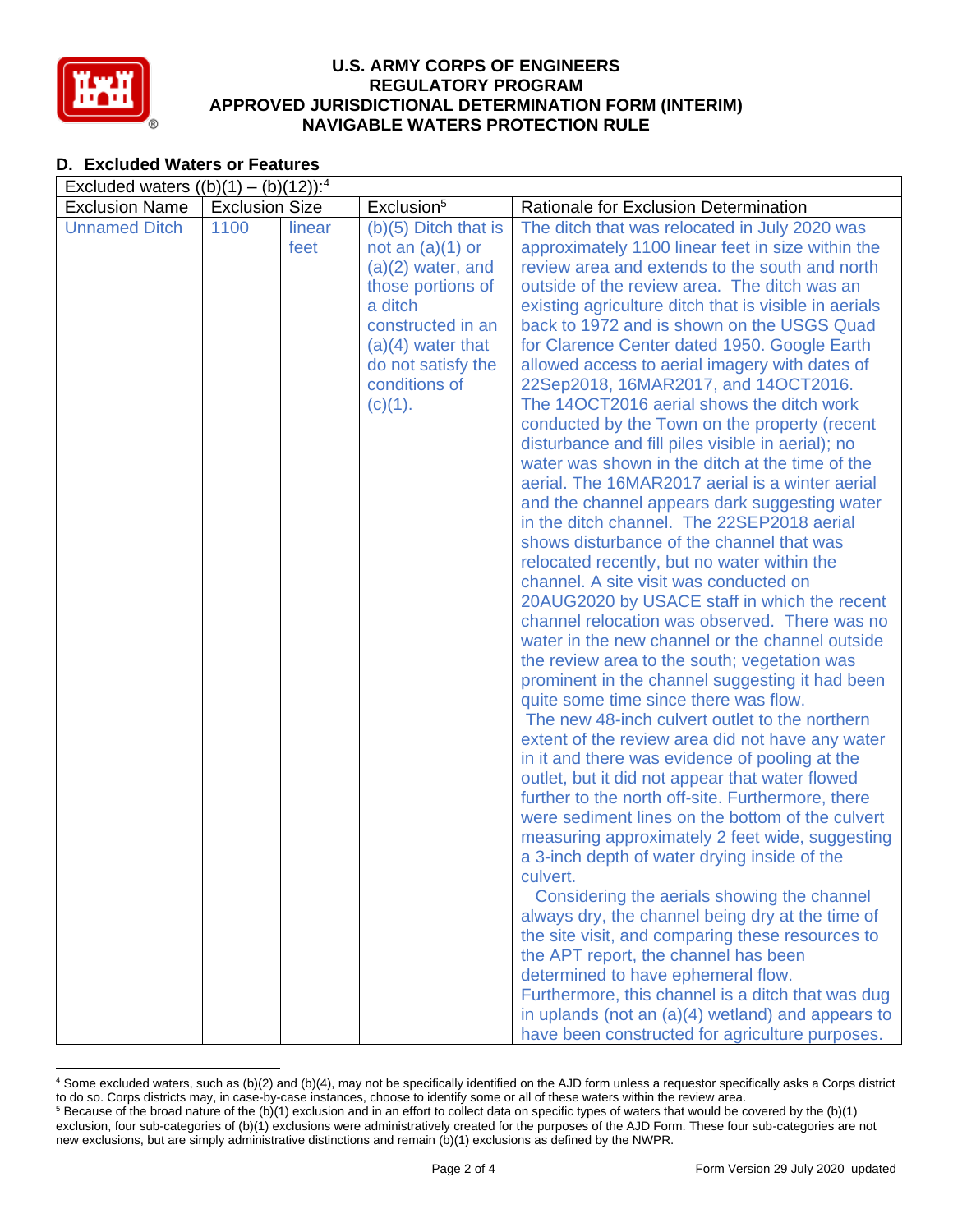**U.S. ARMY CORPS OF ENGINEERS**
**REGULATORY PROGRAM**
**APPROVED JURISDICTIONAL DETERMINATION FORM (INTERIM)**
**NAVIGABLE WATERS PROTECTION RULE**

## D. Excluded Waters or Features

| Excluded waters ((b)(1) – (b)(12)):[4] | | | | |
|---|---|---|---|---|
| Exclusion Name | Exclusion Size | | Exclusion[5] | Rationale for Exclusion Determination |
| Unnamed Ditch | 1100 | linear feet | (b)(5) Ditch that is not an (a)(1) or (a)(2) water, and those portions of a ditch constructed in an (a)(4) water that do not satisfy the conditions of (c)(1). | The ditch that was relocated in July 2020 was approximately 1100 linear feet in size within the review area and extends to the south and north outside of the review area. The ditch was an existing agriculture ditch that is visible in aerials back to 1972 and is shown on the USGS Quad for Clarence Center dated 1950. Google Earth allowed access to aerial imagery with dates of 22Sep2018, 16MAR2017, and 14OCT2016. The 14OCT2016 aerial shows the ditch work conducted by the Town on the property (recent disturbance and fill piles visible in aerial); no water was shown in the ditch at the time of the aerial. The 16MAR2017 aerial is a winter aerial and the channel appears dark suggesting water in the ditch channel. The 22SEP2018 aerial shows disturbance of the channel that was relocated recently, but no water within the channel. A site visit was conducted on 20AUG2020 by USACE staff in which the recent channel relocation was observed. There was no water in the new channel or the channel outside the review area to the south; vegetation was prominent in the channel suggesting it had been quite some time since there was flow. The new 48-inch culvert outlet to the northern extent of the review area did not have any water in it and there was evidence of pooling at the outlet, but it did not appear that water flowed further to the north off-site. Furthermore, there were sediment lines on the bottom of the culvert measuring approximately 2 feet wide, suggesting a 3-inch depth of water drying inside of the culvert. Considering the aerials showing the channel always dry, the channel being dry at the time of the site visit, and comparing these resources to the APT report, the channel has been determined to have ephemeral flow. Furthermore, this channel is a ditch that was dug in uplands (not an (a)(4) wetland) and appears to have been constructed for agriculture purposes. |

[4] Some excluded waters, such as (b)(2) and (b)(4), may not be specifically identified on the AJD form unless a requestor specifically asks a Corps district to do so. Corps districts may, in case-by-case instances, choose to identify some or all of these waters within the review area.

[5] Because of the broad nature of the (b)(1) exclusion and in an effort to collect data on specific types of waters that would be covered by the (b)(1) exclusion, four sub-categories of (b)(1) exclusions were administratively created for the purposes of the AJD Form. These four sub-categories are not new exclusions, but are simply administrative distinctions and remain (b)(1) exclusions as defined by the NWPR.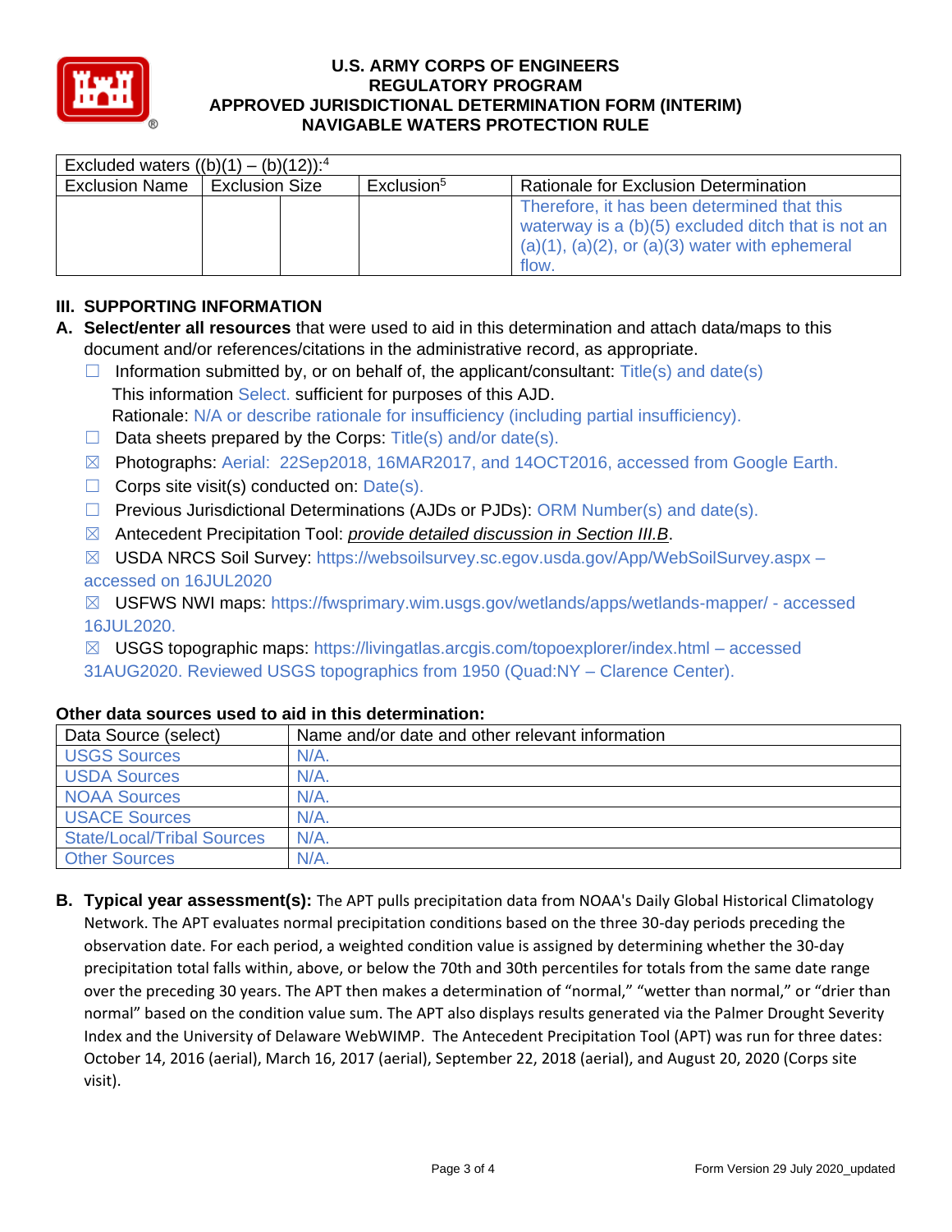# U.S. ARMY CORPS OF ENGINEERS
## REGULATORY PROGRAM
## APPROVED JURISDICTIONAL DETERMINATION FORM (INTERIM)
## NAVIGABLE WATERS PROTECTION RULE

| Excluded waters ((b)(1) – (b)(12)):[4] | | | | |
|---|---|---|---|---|
| Exclusion Name | Exclusion Size | | Exclusion[5] | Rationale for Exclusion Determination |
| | | | | Therefore, it has been determined that this waterway is a (b)(5) excluded ditch that is not an (a)(1), (a)(2), or (a)(3) water with ephemeral flow. |

## III. SUPPORTING INFORMATION

**A. Select/enter all resources** that were used to aid in this determination and attach data/maps to this document and/or references/citations in the administrative record, as appropriate.

☐ Information submitted by, or on behalf of, the applicant/consultant: Title(s) and date(s)
This information Select. sufficient for purposes of this AJD.
Rationale: N/A or describe rationale for insufficiency (including partial insufficiency).

☐ Data sheets prepared by the Corps: Title(s) and/or date(s).

☒ Photographs: Aerial: 22Sep2018, 16MAR2017, and 14OCT2016, accessed from Google Earth.

☐ Corps site visit(s) conducted on: Date(s).

☐ Previous Jurisdictional Determinations (AJDs or PJDs): ORM Number(s) and date(s).

☒ Antecedent Precipitation Tool: *provide detailed discussion in Section III.B*.

☒ USDA NRCS Soil Survey: https://websoilsurvey.sc.egov.usda.gov/App/WebSoilSurvey.aspx – accessed on 16JUL2020

☒ USFWS NWI maps: https://fwsprimary.wim.usgs.gov/wetlands/apps/wetlands-mapper/ - accessed 16JUL2020.

☒ USGS topographic maps: https://livingatlas.arcgis.com/topoexplorer/index.html – accessed 31AUG2020. Reviewed USGS topographics from 1950 (Quad:NY – Clarence Center).

### Other data sources used to aid in this determination:

| Data Source (select) | Name and/or date and other relevant information |
|---|---|
| USGS Sources | N/A. |
| USDA Sources | N/A. |
| NOAA Sources | N/A. |
| USACE Sources | N/A. |
| State/Local/Tribal Sources | N/A. |
| Other Sources | N/A. |

**B. Typical year assessment(s):** The APT pulls precipitation data from NOAA's Daily Global Historical Climatology Network. The APT evaluates normal precipitation conditions based on the three 30-day periods preceding the observation date. For each period, a weighted condition value is assigned by determining whether the 30-day precipitation total falls within, above, or below the 70th and 30th percentiles for totals from the same date range over the preceding 30 years. The APT then makes a determination of "normal," "wetter than normal," or "drier than normal" based on the condition value sum. The APT also displays results generated via the Palmer Drought Severity Index and the University of Delaware WebWIMP. The Antecedent Precipitation Tool (APT) was run for three dates: October 14, 2016 (aerial), March 16, 2017 (aerial), September 22, 2018 (aerial), and August 20, 2020 (Corps site visit).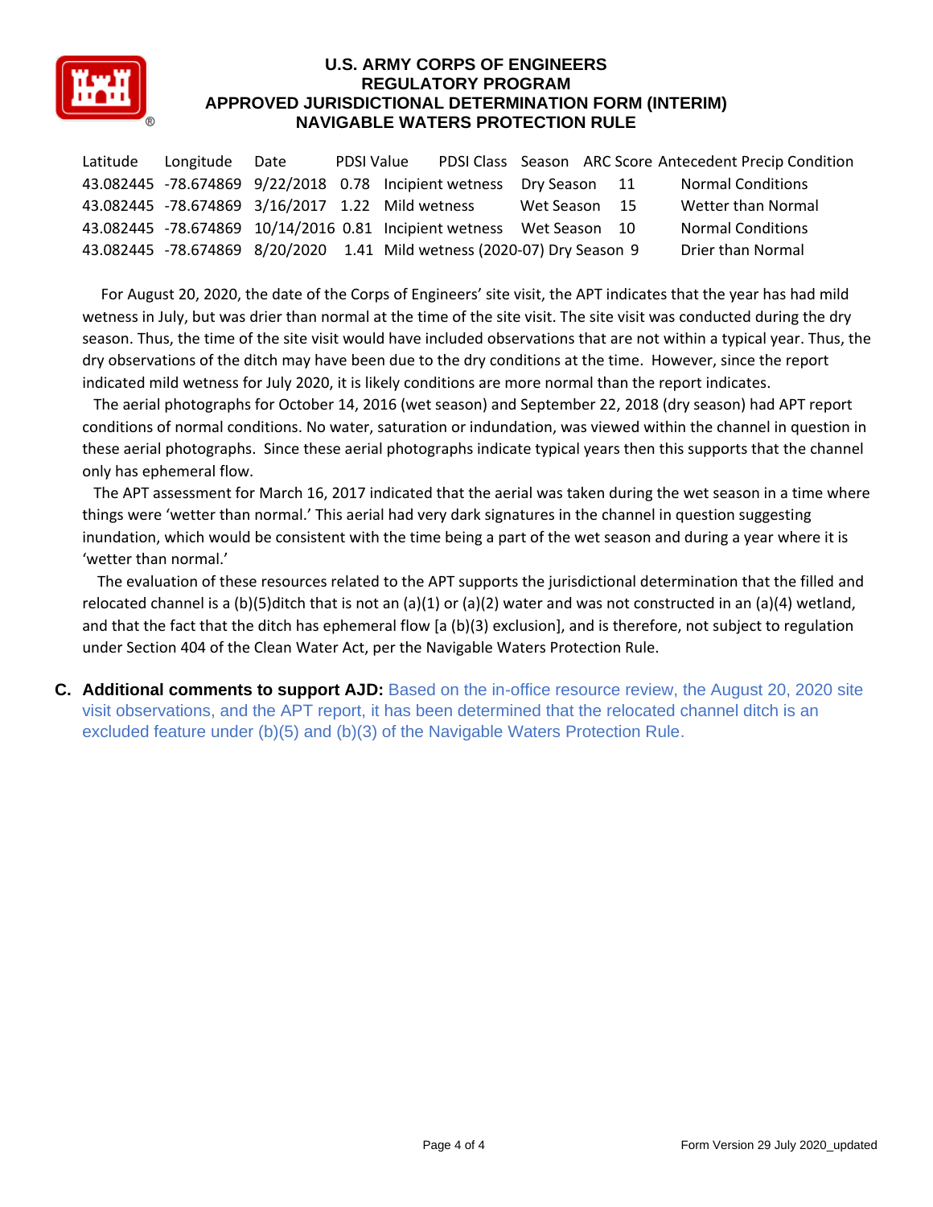# U.S. ARMY CORPS OF ENGINEERS
## REGULATORY PROGRAM
## APPROVED JURISDICTIONAL DETERMINATION FORM (INTERIM)
## NAVIGABLE WATERS PROTECTION RULE

| Latitude | Longitude | Date | PDSI Value | PDSI Class | Season | ARC Score | Antecedent Precip Condition |
|---|---|---|---|---|---|---|---|
| 43.082445 | -78.674869 | 9/22/2018 | 0.78 | Incipient wetness | Dry Season | 11 | Normal Conditions |
| 43.082445 | -78.674869 | 3/16/2017 | 1.22 | Mild wetness | Wet Season | 15 | Wetter than Normal |
| 43.082445 | -78.674869 | 10/14/2016 | 0.81 | Incipient wetness | Wet Season | 10 | Normal Conditions |
| 43.082445 | -78.674869 | 8/20/2020 | 1.41 | Mild wetness (2020-07) | Dry Season | 9 | Drier than Normal |

For August 20, 2020, the date of the Corps of Engineers' site visit, the APT indicates that the year has had mild wetness in July, but was drier than normal at the time of the site visit. The site visit was conducted during the dry season. Thus, the time of the site visit would have included observations that are not within a typical year. Thus, the dry observations of the ditch may have been due to the dry conditions at the time. However, since the report indicated mild wetness for July 2020, it is likely conditions are more normal than the report indicates.

The aerial photographs for October 14, 2016 (wet season) and September 22, 2018 (dry season) had APT report conditions of normal conditions. No water, saturation or indundation, was viewed within the channel in question in these aerial photographs. Since these aerial photographs indicate typical years then this supports that the channel only has ephemeral flow.

The APT assessment for March 16, 2017 indicated that the aerial was taken during the wet season in a time where things were 'wetter than normal.' This aerial had very dark signatures in the channel in question suggesting inundation, which would be consistent with the time being a part of the wet season and during a year where it is 'wetter than normal.'

The evaluation of these resources related to the APT supports the jurisdictional determination that the filled and relocated channel is a (b)(5)ditch that is not an (a)(1) or (a)(2) water and was not constructed in an (a)(4) wetland, and that the fact that the ditch has ephemeral flow [a (b)(3) exclusion], and is therefore, not subject to regulation under Section 404 of the Clean Water Act, per the Navigable Waters Protection Rule.

C. **Additional comments to support AJD:** Based on the in-office resource review, the August 20, 2020 site visit observations, and the APT report, it has been determined that the relocated channel ditch is an excluded feature under (b)(5) and (b)(3) of the Navigable Waters Protection Rule.